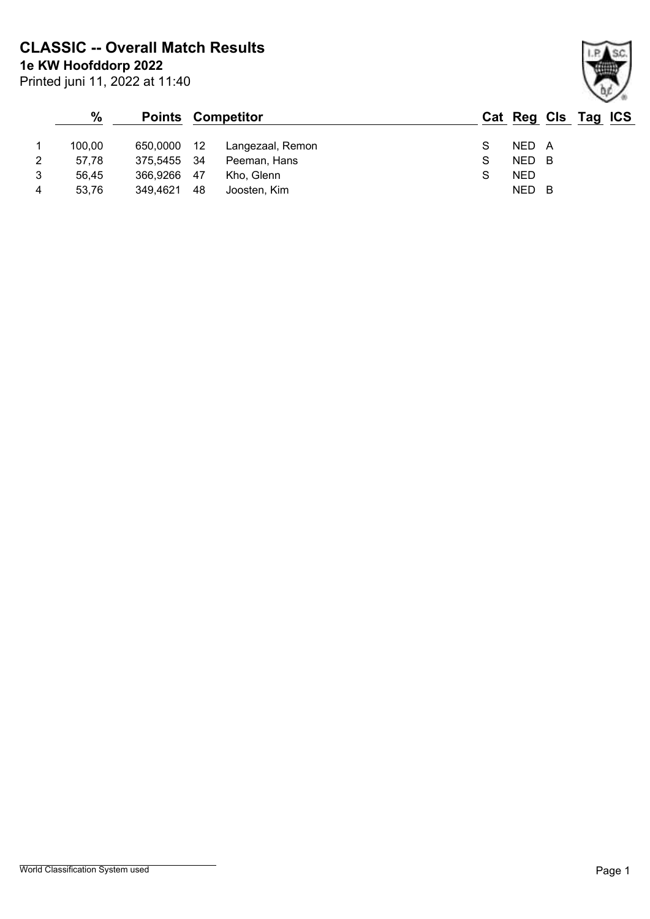# CLASSIC -- Overall Match Results

**1e KW Hoofddorp 2022**

Printed juni 11, 2022 at 11:40

| | % | Points | Competitor | | Cat | Reg | Cls | Tag | ICS |
|---|---|---|---|---|---|---|---|---|---|
| 1 | 100,00 | 650,0000 | 12 | Langezaal, Remon | S | NED | A | | |
| 2 | 57,78 | 375,5455 | 34 | Peeman, Hans | S | NED | B | | |
| 3 | 56,45 | 366,9266 | 47 | Kho, Glenn | S | NED | | | |
| 4 | 53,76 | 349,4621 | 48 | Joosten, Kim | | NED | B | | |

World Classification System used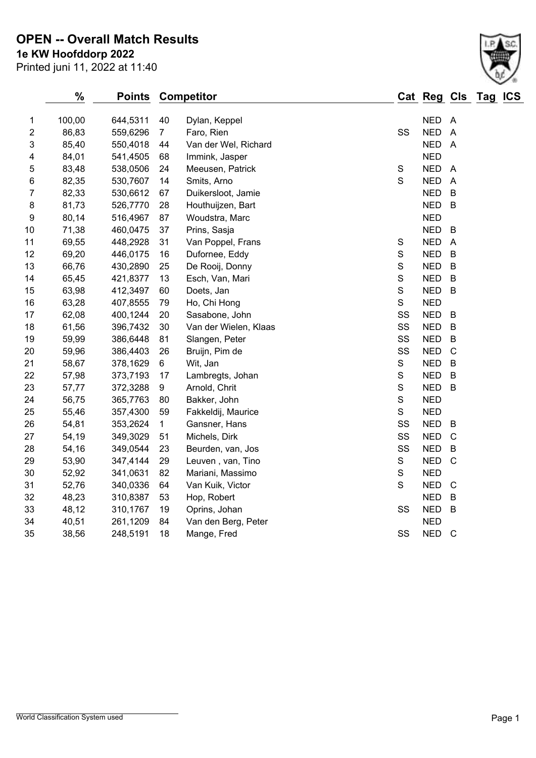# OPEN -- Overall Match Results

**1e KW Hoofddorp 2022**

Printed juni 11, 2022 at 11:40

| | % | Points | Competitor | | Cat | Reg | Cls | Tag | ICS |
|---|---|---|---|---|---|---|---|---|---|
| 1 | 100,00 | 644,5311 | 40 | Dylan, Keppel | | NED | A | | |
| 2 | 86,83 | 559,6296 | 7 | Faro, Rien | SS | NED | A | | |
| 3 | 85,40 | 550,4018 | 44 | Van der Wel, Richard | | NED | A | | |
| 4 | 84,01 | 541,4505 | 68 | Immink, Jasper | | NED | | | |
| 5 | 83,48 | 538,0506 | 24 | Meeusen, Patrick | S | NED | A | | |
| 6 | 82,35 | 530,7607 | 14 | Smits, Arno | S | NED | A | | |
| 7 | 82,33 | 530,6612 | 67 | Duikersloot, Jamie | | NED | B | | |
| 8 | 81,73 | 526,7770 | 28 | Houthuijzen, Bart | | NED | B | | |
| 9 | 80,14 | 516,4967 | 87 | Woudstra, Marc | | NED | | | |
| 10 | 71,38 | 460,0475 | 37 | Prins, Sasja | | NED | B | | |
| 11 | 69,55 | 448,2928 | 31 | Van Poppel, Frans | S | NED | A | | |
| 12 | 69,20 | 446,0175 | 16 | Dufornee, Eddy | S | NED | B | | |
| 13 | 66,76 | 430,2890 | 25 | De Rooij, Donny | S | NED | B | | |
| 14 | 65,45 | 421,8377 | 13 | Esch, Van, Mari | S | NED | B | | |
| 15 | 63,98 | 412,3497 | 60 | Doets, Jan | S | NED | B | | |
| 16 | 63,28 | 407,8555 | 79 | Ho, Chi Hong | S | NED | | | |
| 17 | 62,08 | 400,1244 | 20 | Sasabone, John | SS | NED | B | | |
| 18 | 61,56 | 396,7432 | 30 | Van der Wielen, Klaas | SS | NED | B | | |
| 19 | 59,99 | 386,6448 | 81 | Slangen, Peter | SS | NED | B | | |
| 20 | 59,96 | 386,4403 | 26 | Bruijn, Pim de | SS | NED | C | | |
| 21 | 58,67 | 378,1629 | 6 | Wit, Jan | S | NED | B | | |
| 22 | 57,98 | 373,7193 | 17 | Lambregts, Johan | S | NED | B | | |
| 23 | 57,77 | 372,3288 | 9 | Arnold, Chrit | S | NED | B | | |
| 24 | 56,75 | 365,7763 | 80 | Bakker, John | S | NED | | | |
| 25 | 55,46 | 357,4300 | 59 | Fakkeldij, Maurice | S | NED | | | |
| 26 | 54,81 | 353,2624 | 1 | Gansner, Hans | SS | NED | B | | |
| 27 | 54,19 | 349,3029 | 51 | Michels, Dirk | SS | NED | C | | |
| 28 | 54,16 | 349,0544 | 23 | Beurden, van, Jos | SS | NED | B | | |
| 29 | 53,90 | 347,4144 | 29 | Leuven , van, Tino | S | NED | C | | |
| 30 | 52,92 | 341,0631 | 82 | Mariani, Massimo | S | NED | | | |
| 31 | 52,76 | 340,0336 | 64 | Van Kuik, Victor | S | NED | C | | |
| 32 | 48,23 | 310,8387 | 53 | Hop, Robert | | NED | B | | |
| 33 | 48,12 | 310,1767 | 19 | Oprins, Johan | SS | NED | B | | |
| 34 | 40,51 | 261,1209 | 84 | Van den Berg, Peter | | NED | | | |
| 35 | 38,56 | 248,5191 | 18 | Mange, Fred | SS | NED | C | | |

World Classification System used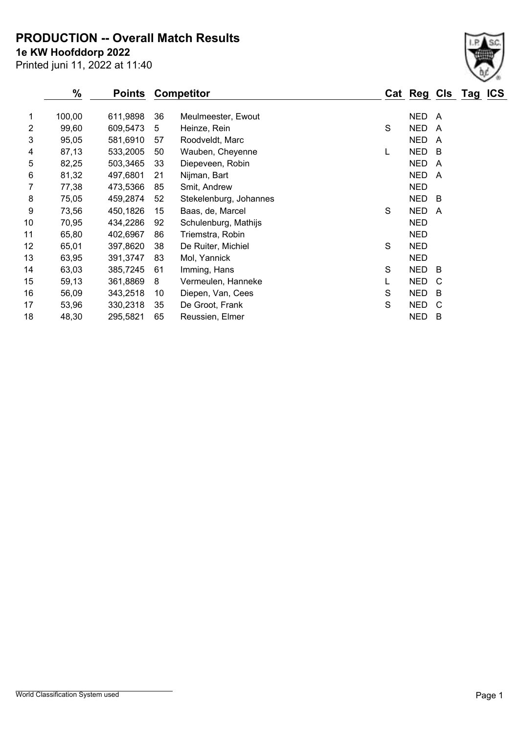# PRODUCTION -- Overall Match Results

**1e KW Hoofddorp 2022**

Printed juni 11, 2022 at 11:40

| | % | Points | | Competitor | Cat | Reg | Cls | Tag | ICS |
|---|---|---|---|---|---|---|---|---|---|
| 1 | 100,00 | 611,9898 | 36 | Meulmeester, Ewout | | NED | A | | |
| 2 | 99,60 | 609,5473 | 5 | Heinze, Rein | S | NED | A | | |
| 3 | 95,05 | 581,6910 | 57 | Roodveldt, Marc | | NED | A | | |
| 4 | 87,13 | 533,2005 | 50 | Wauben, Cheyenne | L | NED | B | | |
| 5 | 82,25 | 503,3465 | 33 | Diepeveen, Robin | | NED | A | | |
| 6 | 81,32 | 497,6801 | 21 | Nijman, Bart | | NED | A | | |
| 7 | 77,38 | 473,5366 | 85 | Smit, Andrew | | NED | | | |
| 8 | 75,05 | 459,2874 | 52 | Stekelenburg, Johannes | | NED | B | | |
| 9 | 73,56 | 450,1826 | 15 | Baas, de, Marcel | S | NED | A | | |
| 10 | 70,95 | 434,2286 | 92 | Schulenburg, Mathijs | | NED | | | |
| 11 | 65,80 | 402,6967 | 86 | Triemstra, Robin | | NED | | | |
| 12 | 65,01 | 397,8620 | 38 | De Ruiter, Michiel | S | NED | | | |
| 13 | 63,95 | 391,3747 | 83 | Mol, Yannick | | NED | | | |
| 14 | 63,03 | 385,7245 | 61 | Imming, Hans | S | NED | B | | |
| 15 | 59,13 | 361,8869 | 8 | Vermeulen, Hanneke | L | NED | C | | |
| 16 | 56,09 | 343,2518 | 10 | Diepen, Van, Cees | S | NED | B | | |
| 17 | 53,96 | 330,2318 | 35 | De Groot, Frank | S | NED | C | | |
| 18 | 48,30 | 295,5821 | 65 | Reussien, Elmer | | NED | B | | |

World Classification System used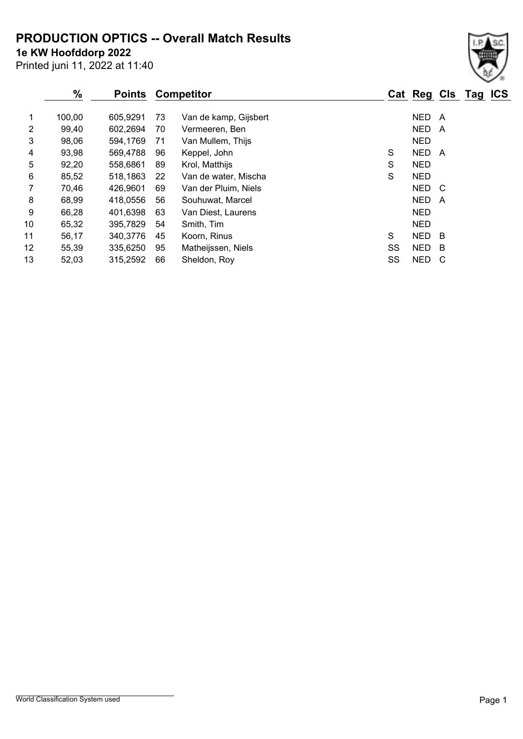# PRODUCTION OPTICS -- Overall Match Results

**1e KW Hoofddorp 2022**

Printed juni 11, 2022 at 11:40

| | % | Points | Competitor | | Cat | Reg | Cls | Tag | ICS |
|---|---|---|---|---|---|---|---|---|---|
| 1 | 100,00 | 605,9291 | 73 | Van de kamp, Gijsbert | | NED | A | | |
| 2 | 99,40 | 602,2694 | 70 | Vermeeren, Ben | | NED | A | | |
| 3 | 98,06 | 594,1769 | 71 | Van Mullem, Thijs | | NED | | | |
| 4 | 93,98 | 569,4788 | 96 | Keppel, John | S | NED | A | | |
| 5 | 92,20 | 558,6861 | 89 | Krol, Matthijs | S | NED | | | |
| 6 | 85,52 | 518,1863 | 22 | Van de water, Mischa | S | NED | | | |
| 7 | 70,46 | 426,9601 | 69 | Van der Pluim, Niels | | NED | C | | |
| 8 | 68,99 | 418,0556 | 56 | Souhuwat, Marcel | | NED | A | | |
| 9 | 66,28 | 401,6398 | 63 | Van Diest, Laurens | | NED | | | |
| 10 | 65,32 | 395,7829 | 54 | Smith, Tim | | NED | | | |
| 11 | 56,17 | 340,3776 | 45 | Koorn, Rinus | S | NED | B | | |
| 12 | 55,39 | 335,6250 | 95 | Matheijssen, Niels | SS | NED | B | | |
| 13 | 52,03 | 315,2592 | 66 | Sheldon, Roy | SS | NED | C | | |

World Classification System used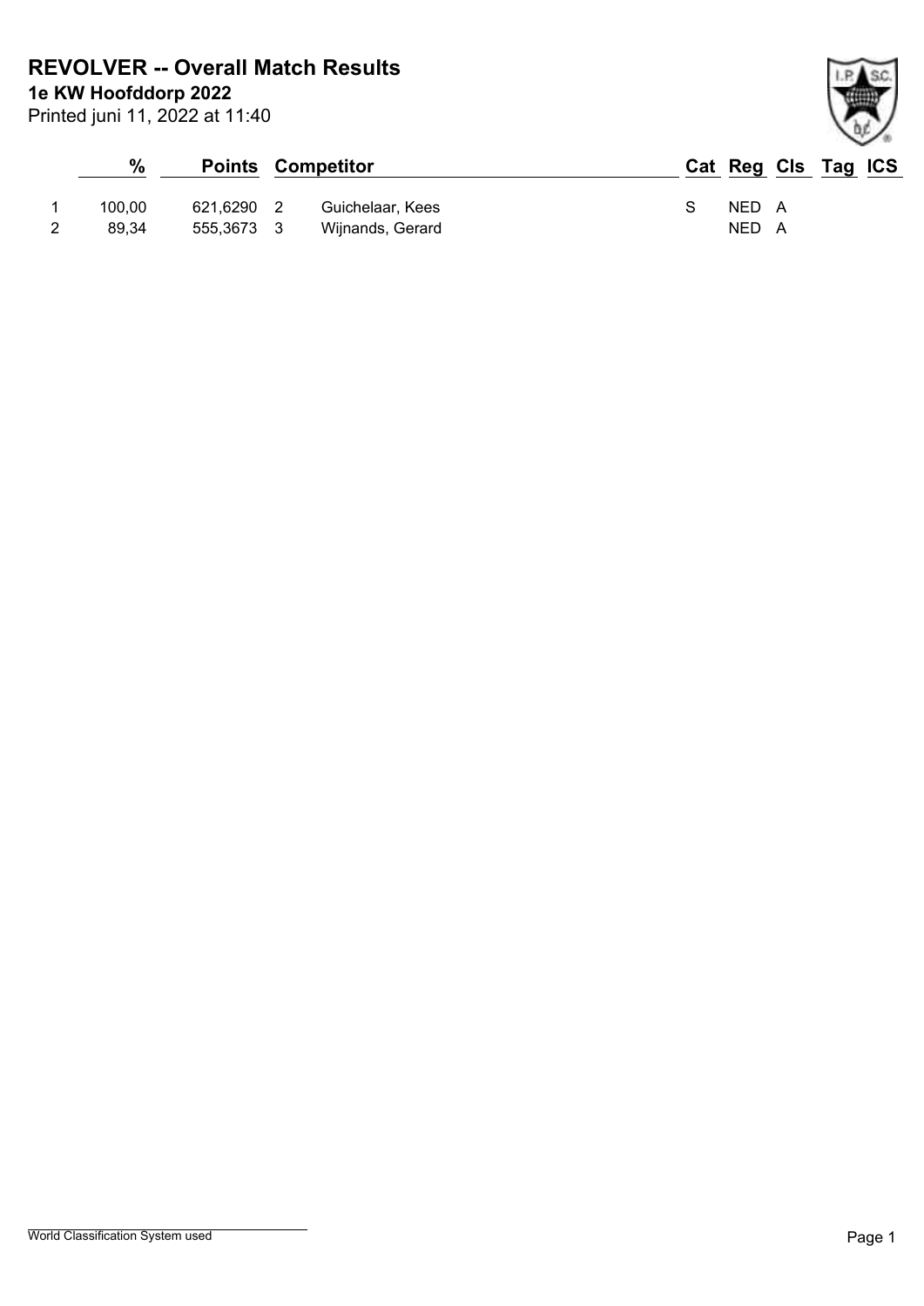# REVOLVER -- Overall Match Results

**1e KW Hoofddorp 2022**

Printed juni 11, 2022 at 11:40

| | % | Points | | Competitor | Cat | Reg | Cls | Tag | ICS |
|---|---|---|---|---|---|---|---|---|---|
| 1 | 100,00 | 621,6290 | 2 | Guichelaar, Kees | S | NED | A | | |
| 2 | 89,34 | 555,3673 | 3 | Wijnands, Gerard | | NED | A | | |

World Classification System used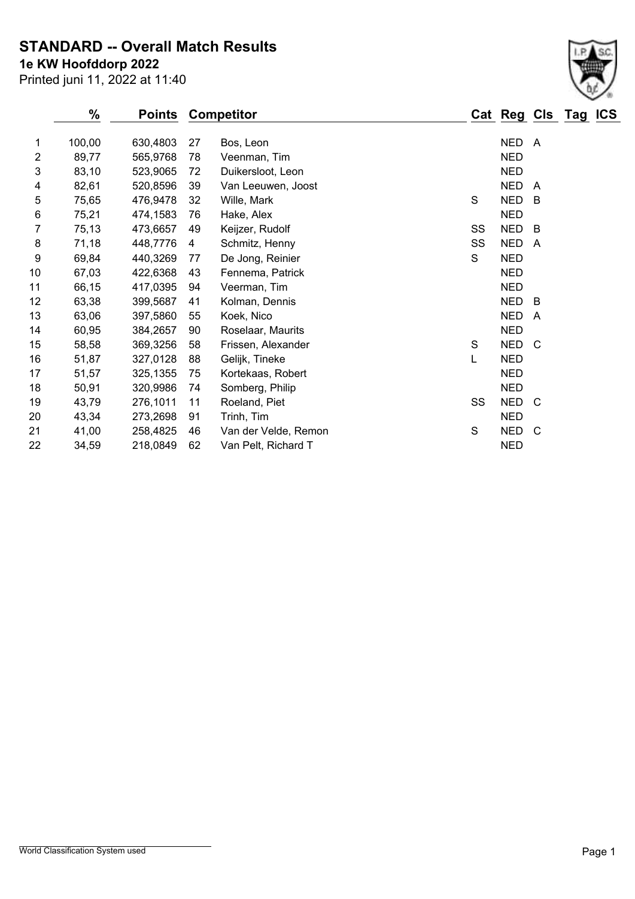# STANDARD -- Overall Match Results

**1e KW Hoofddorp 2022**

Printed juni 11, 2022 at 11:40

| | % | Points | Competitor | | Cat | Reg | Cls | Tag | ICS |
|---|---|---|---|---|---|---|---|---|---|
| 1 | 100,00 | 630,4803 | 27 | Bos, Leon | | NED | A | | |
| 2 | 89,77 | 565,9768 | 78 | Veenman, Tim | | NED | | | |
| 3 | 83,10 | 523,9065 | 72 | Duikersloot, Leon | | NED | | | |
| 4 | 82,61 | 520,8596 | 39 | Van Leeuwen, Joost | | NED | A | | |
| 5 | 75,65 | 476,9478 | 32 | Wille, Mark | S | NED | B | | |
| 6 | 75,21 | 474,1583 | 76 | Hake, Alex | | NED | | | |
| 7 | 75,13 | 473,6657 | 49 | Keijzer, Rudolf | SS | NED | B | | |
| 8 | 71,18 | 448,7776 | 4 | Schmitz, Henny | SS | NED | A | | |
| 9 | 69,84 | 440,3269 | 77 | De Jong, Reinier | S | NED | | | |
| 10 | 67,03 | 422,6368 | 43 | Fennema, Patrick | | NED | | | |
| 11 | 66,15 | 417,0395 | 94 | Veerman, Tim | | NED | | | |
| 12 | 63,38 | 399,5687 | 41 | Kolman, Dennis | | NED | B | | |
| 13 | 63,06 | 397,5860 | 55 | Koek, Nico | | NED | A | | |
| 14 | 60,95 | 384,2657 | 90 | Roselaar, Maurits | | NED | | | |
| 15 | 58,58 | 369,3256 | 58 | Frissen, Alexander | S | NED | C | | |
| 16 | 51,87 | 327,0128 | 88 | Gelijk, Tineke | L | NED | | | |
| 17 | 51,57 | 325,1355 | 75 | Kortekaas, Robert | | NED | | | |
| 18 | 50,91 | 320,9986 | 74 | Somberg, Philip | | NED | | | |
| 19 | 43,79 | 276,1011 | 11 | Roeland, Piet | SS | NED | C | | |
| 20 | 43,34 | 273,2698 | 91 | Trinh, Tim | | NED | | | |
| 21 | 41,00 | 258,4825 | 46 | Van der Velde, Remon | S | NED | C | | |
| 22 | 34,59 | 218,0849 | 62 | Van Pelt, Richard T | | NED | | | |

World Classification System used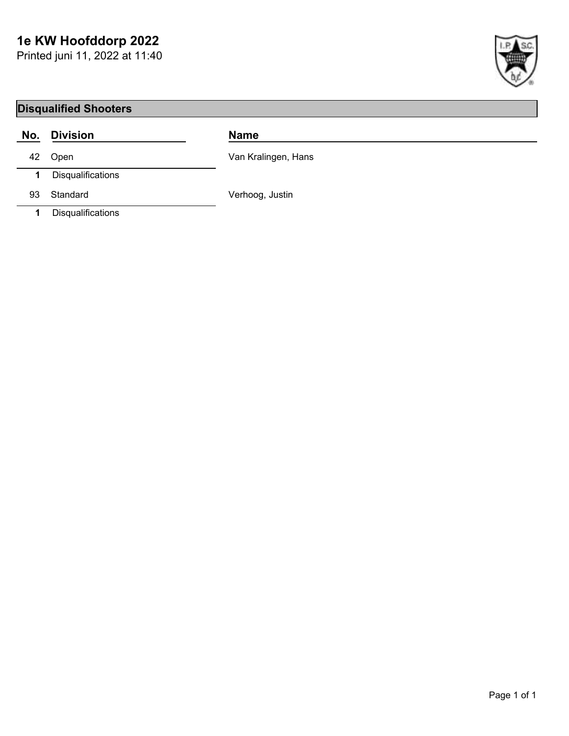# 1e KW Hoofddorp 2022

Printed juni 11, 2022 at 11:40

## Disqualified Shooters

| No. | Division | Name |
|---|---|---|
| 42 | Open | Van Kralingen, Hans |
| **1** | Disqualifications | |
| 93 | Standard | Verhoog, Justin |
| **1** | Disqualifications | |